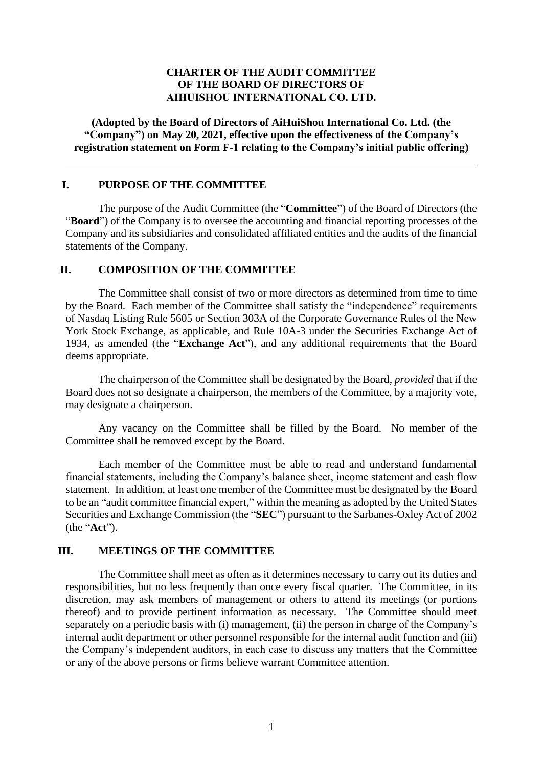# CHARTER OF THE AUDIT COMMITTEE OF THE BOARD OF DIRECTORS OF AIHUISHOU INTERNATIONAL CO. LTD.

**(Adopted by the Board of Directors of AiHuiShou International Co. Ltd. (the "Company") on May 20, 2021, effective upon the effectiveness of the Company's registration statement on Form F-1 relating to the Company's initial public offering)**

---

## I. PURPOSE OF THE COMMITTEE

The purpose of the Audit Committee (the "**Committee**") of the Board of Directors (the "**Board**") of the Company is to oversee the accounting and financial reporting processes of the Company and its subsidiaries and consolidated affiliated entities and the audits of the financial statements of the Company.

## II. COMPOSITION OF THE COMMITTEE

The Committee shall consist of two or more directors as determined from time to time by the Board. Each member of the Committee shall satisfy the "independence" requirements of Nasdaq Listing Rule 5605 or Section 303A of the Corporate Governance Rules of the New York Stock Exchange, as applicable, and Rule 10A-3 under the Securities Exchange Act of 1934, as amended (the "**Exchange Act**"), and any additional requirements that the Board deems appropriate.

The chairperson of the Committee shall be designated by the Board, *provided* that if the Board does not so designate a chairperson, the members of the Committee, by a majority vote, may designate a chairperson.

Any vacancy on the Committee shall be filled by the Board. No member of the Committee shall be removed except by the Board.

Each member of the Committee must be able to read and understand fundamental financial statements, including the Company's balance sheet, income statement and cash flow statement. In addition, at least one member of the Committee must be designated by the Board to be an "audit committee financial expert," within the meaning as adopted by the United States Securities and Exchange Commission (the "**SEC**") pursuant to the Sarbanes-Oxley Act of 2002 (the "**Act**").

## III. MEETINGS OF THE COMMITTEE

The Committee shall meet as often as it determines necessary to carry out its duties and responsibilities, but no less frequently than once every fiscal quarter. The Committee, in its discretion, may ask members of management or others to attend its meetings (or portions thereof) and to provide pertinent information as necessary. The Committee should meet separately on a periodic basis with (i) management, (ii) the person in charge of the Company's internal audit department or other personnel responsible for the internal audit function and (iii) the Company's independent auditors, in each case to discuss any matters that the Committee or any of the above persons or firms believe warrant Committee attention.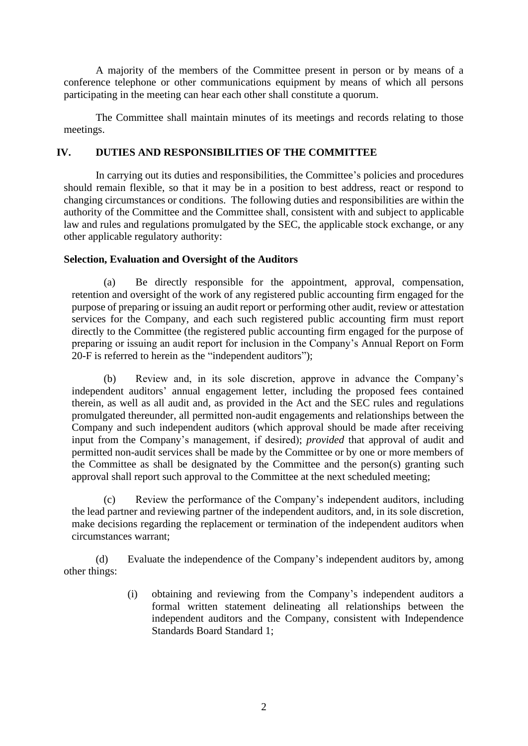A majority of the members of the Committee present in person or by means of a conference telephone or other communications equipment by means of which all persons participating in the meeting can hear each other shall constitute a quorum.

The Committee shall maintain minutes of its meetings and records relating to those meetings.

## IV. DUTIES AND RESPONSIBILITIES OF THE COMMITTEE

In carrying out its duties and responsibilities, the Committee's policies and procedures should remain flexible, so that it may be in a position to best address, react or respond to changing circumstances or conditions. The following duties and responsibilities are within the authority of the Committee and the Committee shall, consistent with and subject to applicable law and rules and regulations promulgated by the SEC, the applicable stock exchange, or any other applicable regulatory authority:

**Selection, Evaluation and Oversight of the Auditors**

(a) Be directly responsible for the appointment, approval, compensation, retention and oversight of the work of any registered public accounting firm engaged for the purpose of preparing or issuing an audit report or performing other audit, review or attestation services for the Company, and each such registered public accounting firm must report directly to the Committee (the registered public accounting firm engaged for the purpose of preparing or issuing an audit report for inclusion in the Company's Annual Report on Form 20-F is referred to herein as the "independent auditors");

(b) Review and, in its sole discretion, approve in advance the Company's independent auditors' annual engagement letter, including the proposed fees contained therein, as well as all audit and, as provided in the Act and the SEC rules and regulations promulgated thereunder, all permitted non-audit engagements and relationships between the Company and such independent auditors (which approval should be made after receiving input from the Company's management, if desired); *provided* that approval of audit and permitted non-audit services shall be made by the Committee or by one or more members of the Committee as shall be designated by the Committee and the person(s) granting such approval shall report such approval to the Committee at the next scheduled meeting;

(c) Review the performance of the Company's independent auditors, including the lead partner and reviewing partner of the independent auditors, and, in its sole discretion, make decisions regarding the replacement or termination of the independent auditors when circumstances warrant;

(d) Evaluate the independence of the Company's independent auditors by, among other things:

(i) obtaining and reviewing from the Company's independent auditors a formal written statement delineating all relationships between the independent auditors and the Company, consistent with Independence Standards Board Standard 1;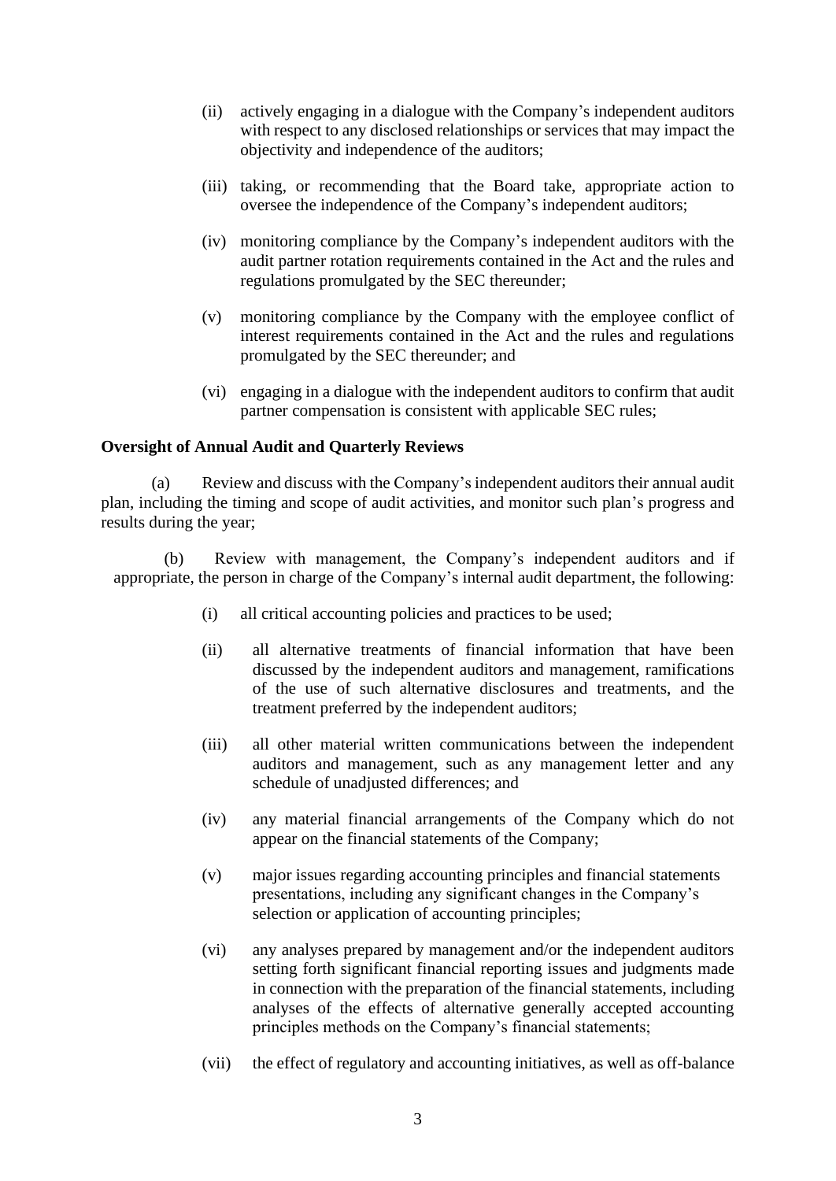(ii) actively engaging in a dialogue with the Company's independent auditors with respect to any disclosed relationships or services that may impact the objectivity and independence of the auditors;

(iii) taking, or recommending that the Board take, appropriate action to oversee the independence of the Company's independent auditors;

(iv) monitoring compliance by the Company's independent auditors with the audit partner rotation requirements contained in the Act and the rules and regulations promulgated by the SEC thereunder;

(v) monitoring compliance by the Company with the employee conflict of interest requirements contained in the Act and the rules and regulations promulgated by the SEC thereunder; and

(vi) engaging in a dialogue with the independent auditors to confirm that audit partner compensation is consistent with applicable SEC rules;

**Oversight of Annual Audit and Quarterly Reviews**

(a) Review and discuss with the Company's independent auditors their annual audit plan, including the timing and scope of audit activities, and monitor such plan's progress and results during the year;

(b) Review with management, the Company's independent auditors and if appropriate, the person in charge of the Company's internal audit department, the following:

(i) all critical accounting policies and practices to be used;

(ii) all alternative treatments of financial information that have been discussed by the independent auditors and management, ramifications of the use of such alternative disclosures and treatments, and the treatment preferred by the independent auditors;

(iii) all other material written communications between the independent auditors and management, such as any management letter and any schedule of unadjusted differences; and

(iv) any material financial arrangements of the Company which do not appear on the financial statements of the Company;

(v) major issues regarding accounting principles and financial statements presentations, including any significant changes in the Company's selection or application of accounting principles;

(vi) any analyses prepared by management and/or the independent auditors setting forth significant financial reporting issues and judgments made in connection with the preparation of the financial statements, including analyses of the effects of alternative generally accepted accounting principles methods on the Company's financial statements;

(vii) the effect of regulatory and accounting initiatives, as well as off-balance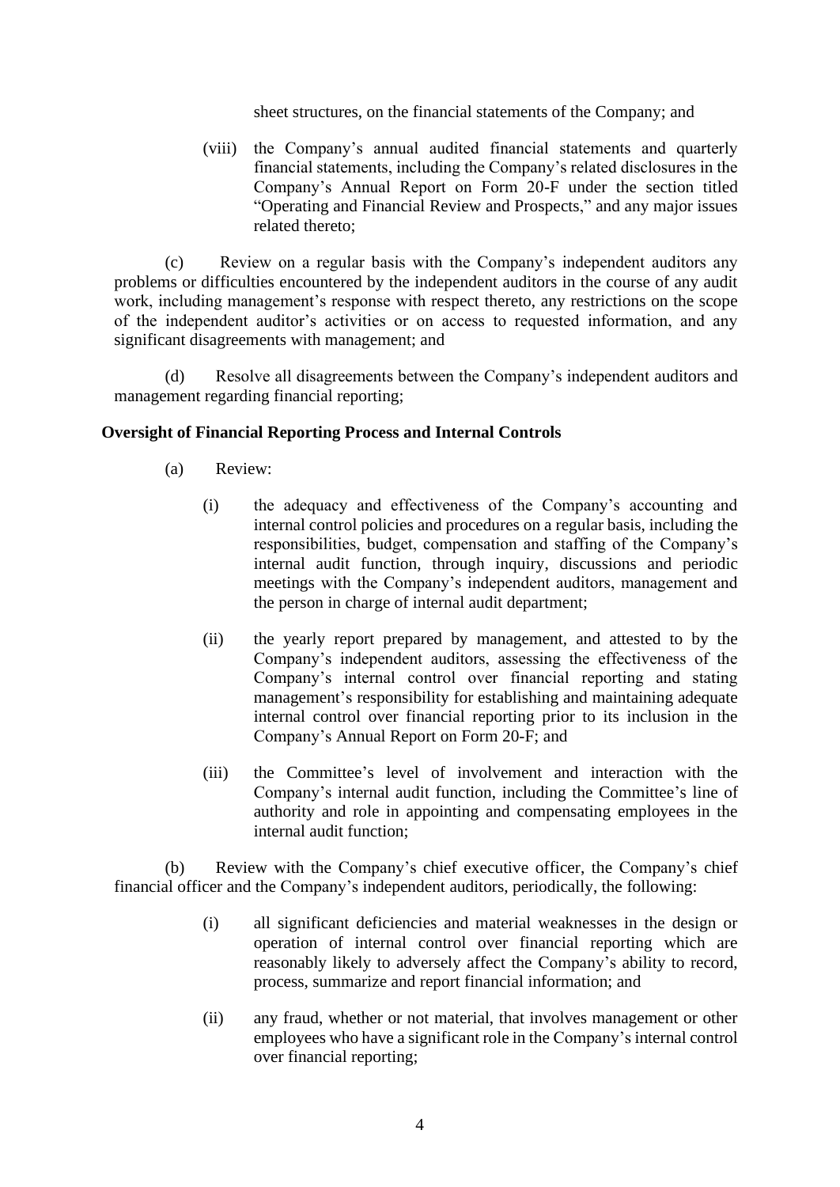sheet structures, on the financial statements of the Company; and

(viii) the Company's annual audited financial statements and quarterly financial statements, including the Company's related disclosures in the Company's Annual Report on Form 20-F under the section titled "Operating and Financial Review and Prospects," and any major issues related thereto;

(c) Review on a regular basis with the Company's independent auditors any problems or difficulties encountered by the independent auditors in the course of any audit work, including management's response with respect thereto, any restrictions on the scope of the independent auditor's activities or on access to requested information, and any significant disagreements with management; and

(d) Resolve all disagreements between the Company's independent auditors and management regarding financial reporting;

**Oversight of Financial Reporting Process and Internal Controls**

(a) Review:

(i) the adequacy and effectiveness of the Company's accounting and internal control policies and procedures on a regular basis, including the responsibilities, budget, compensation and staffing of the Company's internal audit function, through inquiry, discussions and periodic meetings with the Company's independent auditors, management and the person in charge of internal audit department;

(ii) the yearly report prepared by management, and attested to by the Company's independent auditors, assessing the effectiveness of the Company's internal control over financial reporting and stating management's responsibility for establishing and maintaining adequate internal control over financial reporting prior to its inclusion in the Company's Annual Report on Form 20-F; and

(iii) the Committee's level of involvement and interaction with the Company's internal audit function, including the Committee's line of authority and role in appointing and compensating employees in the internal audit function;

(b) Review with the Company's chief executive officer, the Company's chief financial officer and the Company's independent auditors, periodically, the following:

(i) all significant deficiencies and material weaknesses in the design or operation of internal control over financial reporting which are reasonably likely to adversely affect the Company's ability to record, process, summarize and report financial information; and

(ii) any fraud, whether or not material, that involves management or other employees who have a significant role in the Company's internal control over financial reporting;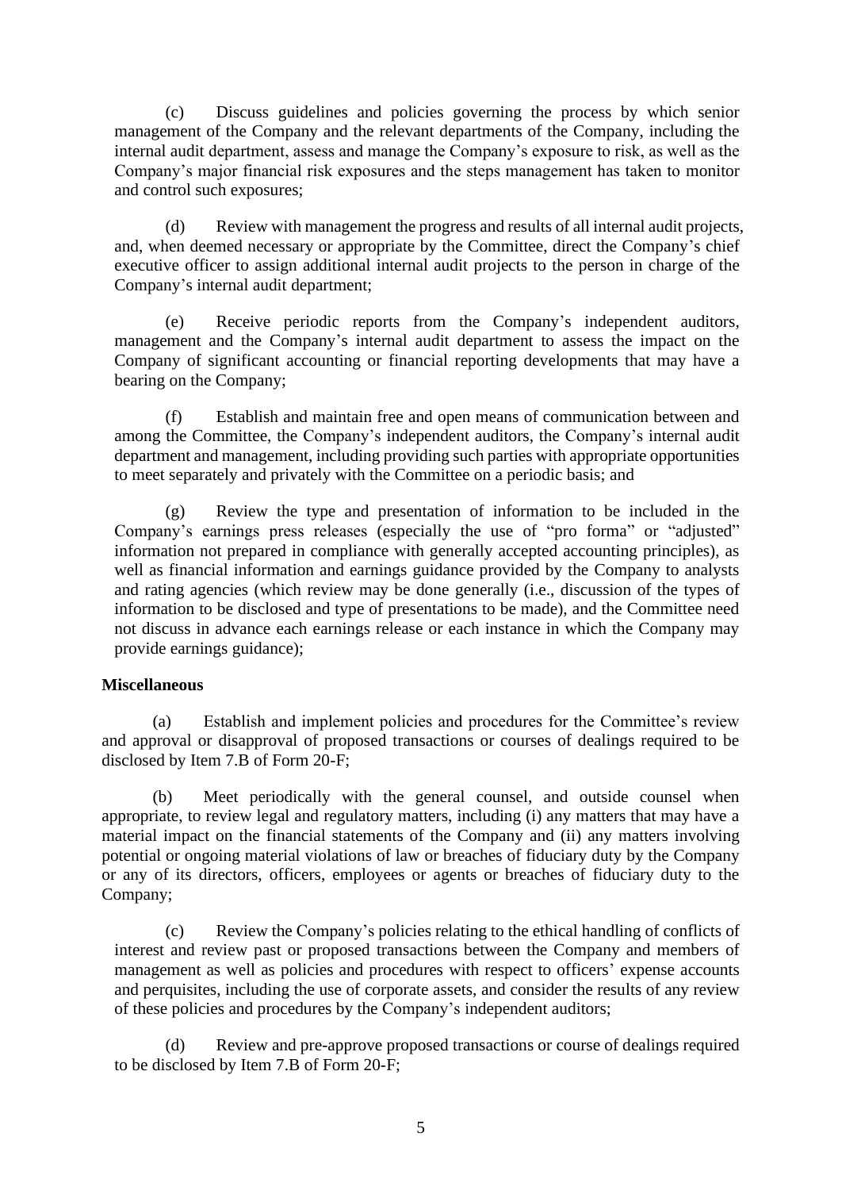(c) Discuss guidelines and policies governing the process by which senior management of the Company and the relevant departments of the Company, including the internal audit department, assess and manage the Company's exposure to risk, as well as the Company's major financial risk exposures and the steps management has taken to monitor and control such exposures;

(d) Review with management the progress and results of all internal audit projects, and, when deemed necessary or appropriate by the Committee, direct the Company's chief executive officer to assign additional internal audit projects to the person in charge of the Company's internal audit department;

(e) Receive periodic reports from the Company's independent auditors, management and the Company's internal audit department to assess the impact on the Company of significant accounting or financial reporting developments that may have a bearing on the Company;

(f) Establish and maintain free and open means of communication between and among the Committee, the Company's independent auditors, the Company's internal audit department and management, including providing such parties with appropriate opportunities to meet separately and privately with the Committee on a periodic basis; and

(g) Review the type and presentation of information to be included in the Company's earnings press releases (especially the use of "pro forma" or "adjusted" information not prepared in compliance with generally accepted accounting principles), as well as financial information and earnings guidance provided by the Company to analysts and rating agencies (which review may be done generally (i.e., discussion of the types of information to be disclosed and type of presentations to be made), and the Committee need not discuss in advance each earnings release or each instance in which the Company may provide earnings guidance);

**Miscellaneous**

(a) Establish and implement policies and procedures for the Committee's review and approval or disapproval of proposed transactions or courses of dealings required to be disclosed by Item 7.B of Form 20-F;

(b) Meet periodically with the general counsel, and outside counsel when appropriate, to review legal and regulatory matters, including (i) any matters that may have a material impact on the financial statements of the Company and (ii) any matters involving potential or ongoing material violations of law or breaches of fiduciary duty by the Company or any of its directors, officers, employees or agents or breaches of fiduciary duty to the Company;

(c) Review the Company's policies relating to the ethical handling of conflicts of interest and review past or proposed transactions between the Company and members of management as well as policies and procedures with respect to officers' expense accounts and perquisites, including the use of corporate assets, and consider the results of any review of these policies and procedures by the Company's independent auditors;

(d) Review and pre-approve proposed transactions or course of dealings required to be disclosed by Item 7.B of Form 20-F;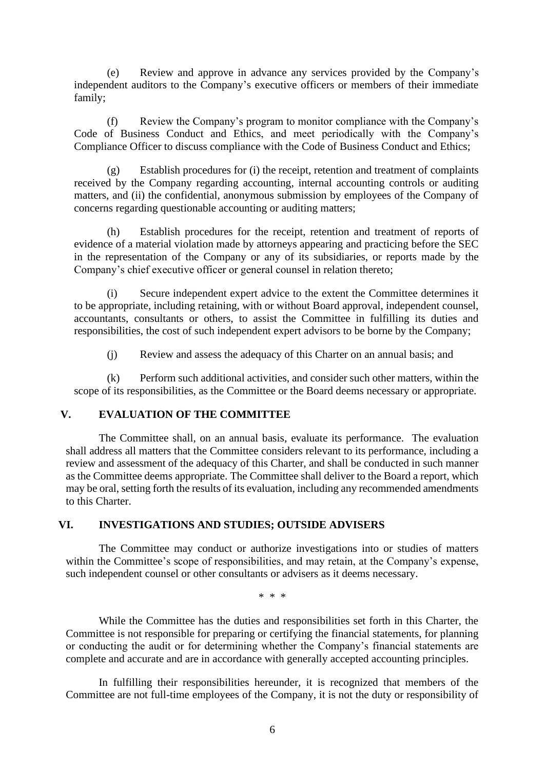(e) Review and approve in advance any services provided by the Company's independent auditors to the Company's executive officers or members of their immediate family;

(f) Review the Company's program to monitor compliance with the Company's Code of Business Conduct and Ethics, and meet periodically with the Company's Compliance Officer to discuss compliance with the Code of Business Conduct and Ethics;

(g) Establish procedures for (i) the receipt, retention and treatment of complaints received by the Company regarding accounting, internal accounting controls or auditing matters, and (ii) the confidential, anonymous submission by employees of the Company of concerns regarding questionable accounting or auditing matters;

(h) Establish procedures for the receipt, retention and treatment of reports of evidence of a material violation made by attorneys appearing and practicing before the SEC in the representation of the Company or any of its subsidiaries, or reports made by the Company's chief executive officer or general counsel in relation thereto;

(i) Secure independent expert advice to the extent the Committee determines it to be appropriate, including retaining, with or without Board approval, independent counsel, accountants, consultants or others, to assist the Committee in fulfilling its duties and responsibilities, the cost of such independent expert advisors to be borne by the Company;

(j) Review and assess the adequacy of this Charter on an annual basis; and

(k) Perform such additional activities, and consider such other matters, within the scope of its responsibilities, as the Committee or the Board deems necessary or appropriate.

## V. EVALUATION OF THE COMMITTEE

The Committee shall, on an annual basis, evaluate its performance. The evaluation shall address all matters that the Committee considers relevant to its performance, including a review and assessment of the adequacy of this Charter, and shall be conducted in such manner as the Committee deems appropriate. The Committee shall deliver to the Board a report, which may be oral, setting forth the results of its evaluation, including any recommended amendments to this Charter.

## VI. INVESTIGATIONS AND STUDIES; OUTSIDE ADVISERS

The Committee may conduct or authorize investigations into or studies of matters within the Committee's scope of responsibilities, and may retain, at the Company's expense, such independent counsel or other consultants or advisers as it deems necessary.

\* \* \*

While the Committee has the duties and responsibilities set forth in this Charter, the Committee is not responsible for preparing or certifying the financial statements, for planning or conducting the audit or for determining whether the Company's financial statements are complete and accurate and are in accordance with generally accepted accounting principles.

In fulfilling their responsibilities hereunder, it is recognized that members of the Committee are not full-time employees of the Company, it is not the duty or responsibility of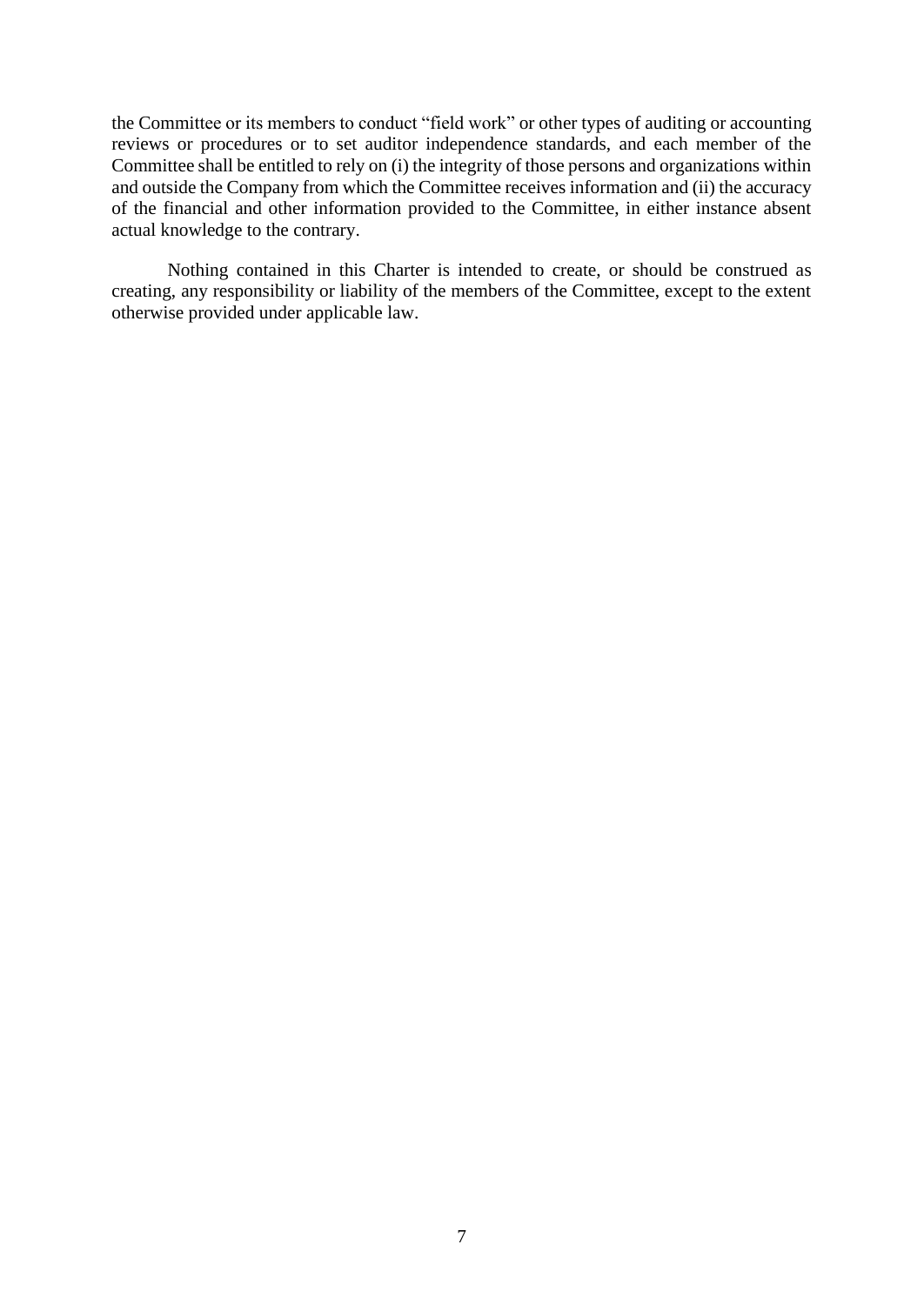the Committee or its members to conduct "field work" or other types of auditing or accounting reviews or procedures or to set auditor independence standards, and each member of the Committee shall be entitled to rely on (i) the integrity of those persons and organizations within and outside the Company from which the Committee receives information and (ii) the accuracy of the financial and other information provided to the Committee, in either instance absent actual knowledge to the contrary.

Nothing contained in this Charter is intended to create, or should be construed as creating, any responsibility or liability of the members of the Committee, except to the extent otherwise provided under applicable law.